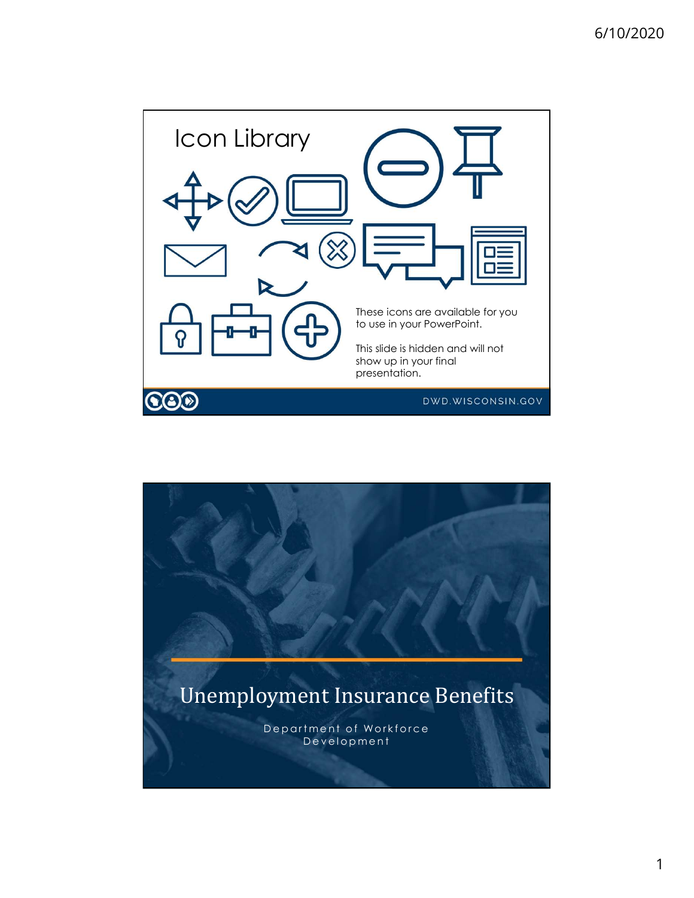# Icon Library

These icons are available for you to use in your PowerPoint.

This slide is hidden and will not show up in your final presentation.

DWD.WISCONSIN.GOV

---

# Unemployment Insurance Benefits

Department of Workforce Development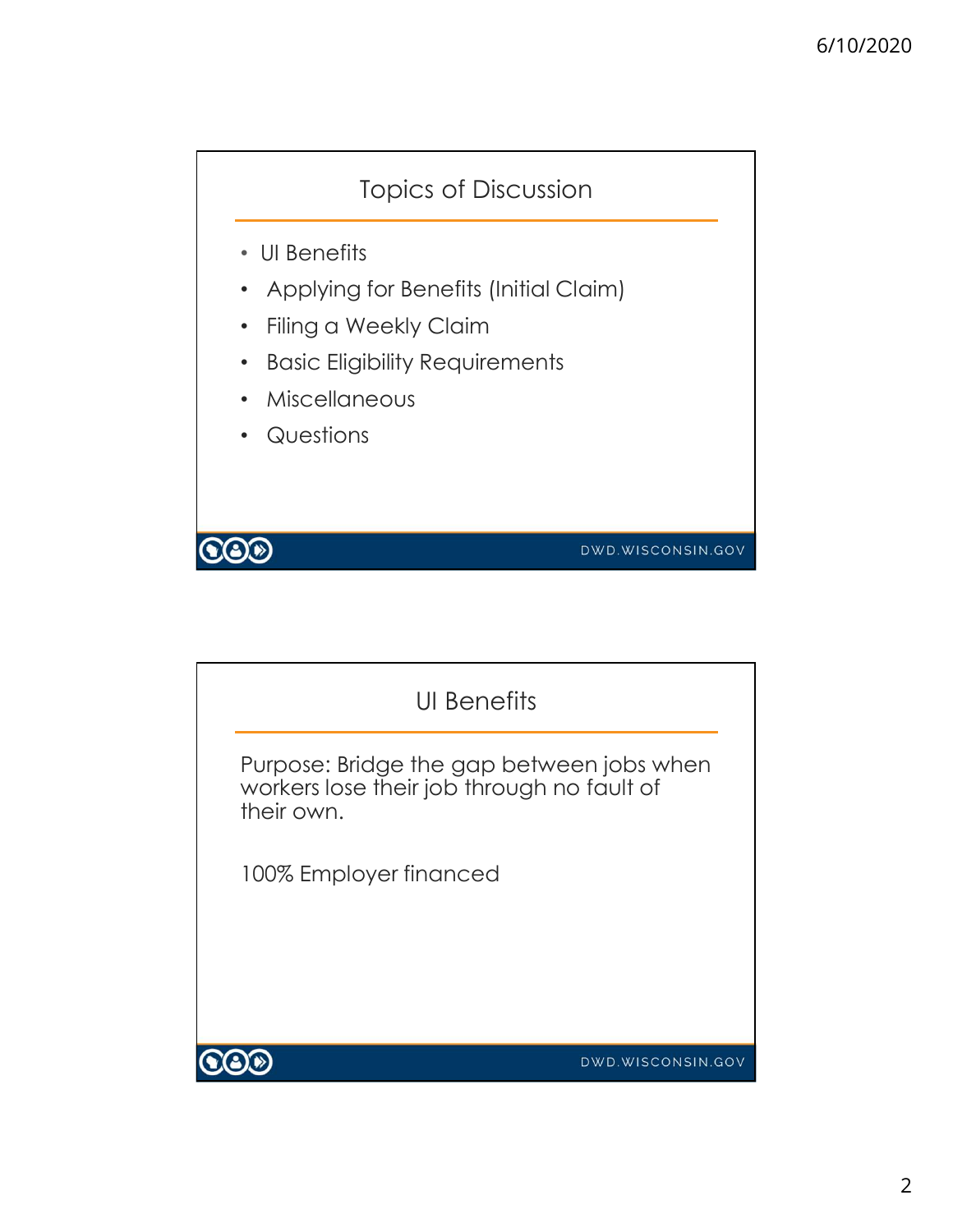## Topics of Discussion

- UI Benefits
- Applying for Benefits (Initial Claim)
- Filing a Weekly Claim
- Basic Eligibility Requirements
- Miscellaneous
- Questions

DWD.WISCONSIN.GOV

## UI Benefits

Purpose: Bridge the gap between jobs when workers lose their job through no fault of their own.

100% Employer financed

DWD.WISCONSIN.GOV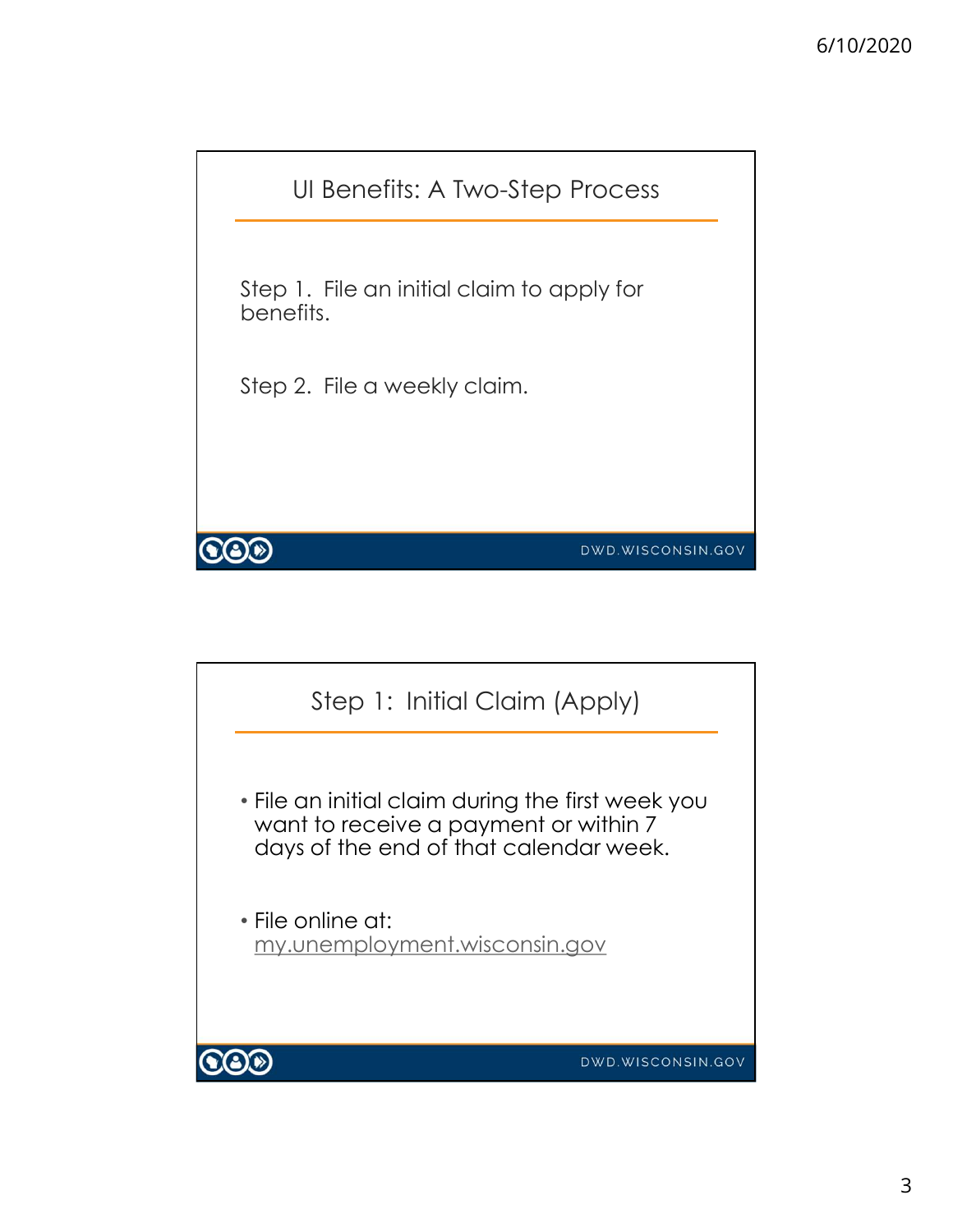## UI Benefits: A Two-Step Process

Step 1. File an initial claim to apply for benefits.

Step 2. File a weekly claim.

## Step 1: Initial Claim (Apply)

- File an initial claim during the first week you want to receive a payment or within 7 days of the end of that calendar week.
- File online at: my.unemployment.wisconsin.gov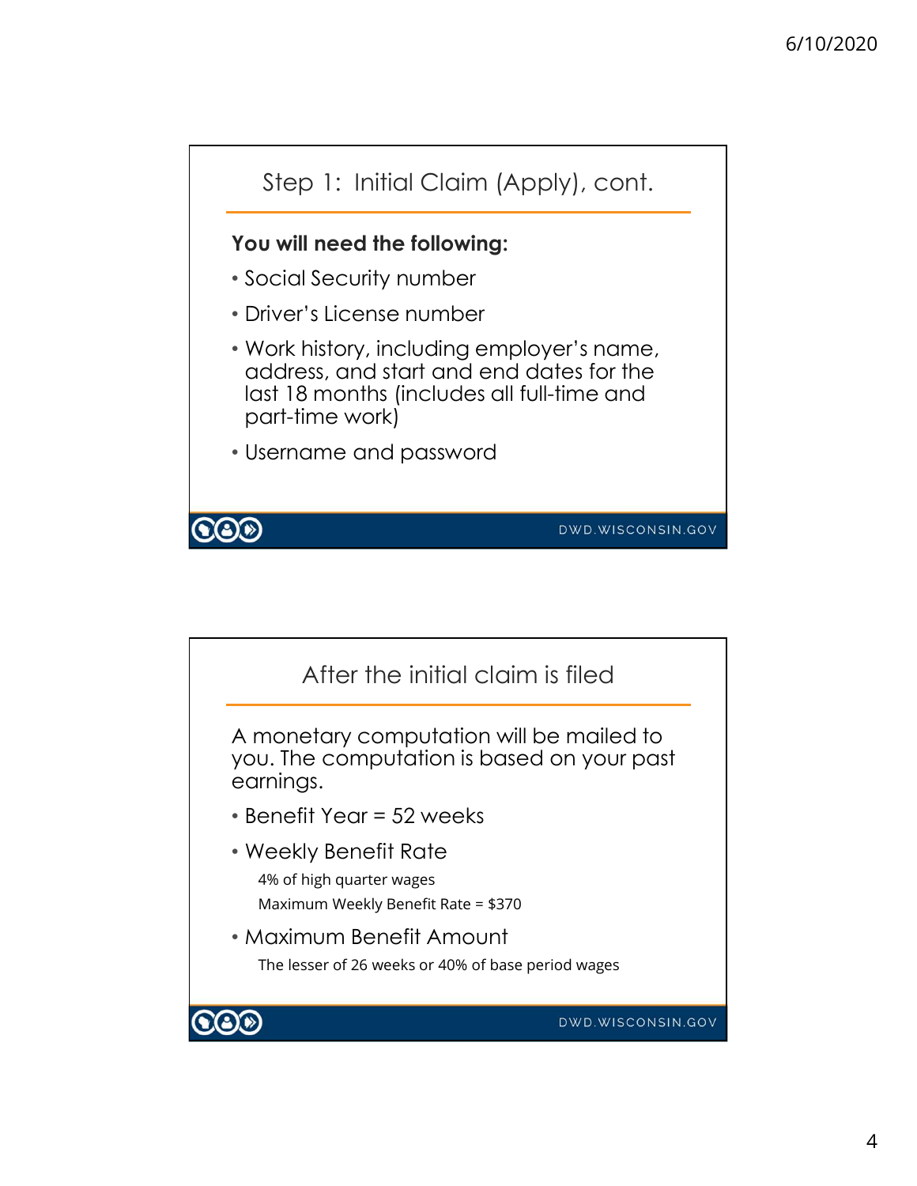## Step 1: Initial Claim (Apply), cont.

**You will need the following:**

- Social Security number
- Driver's License number
- Work history, including employer's name, address, and start and end dates for the last 18 months (includes all full-time and part-time work)
- Username and password

DWD.WISCONSIN.GOV

## After the initial claim is filed

A monetary computation will be mailed to you. The computation is based on your past earnings.

- Benefit Year = 52 weeks
- Weekly Benefit Rate
  - 4% of high quarter wages
  - Maximum Weekly Benefit Rate = $370
- Maximum Benefit Amount
  - The lesser of 26 weeks or 40% of base period wages

DWD.WISCONSIN.GOV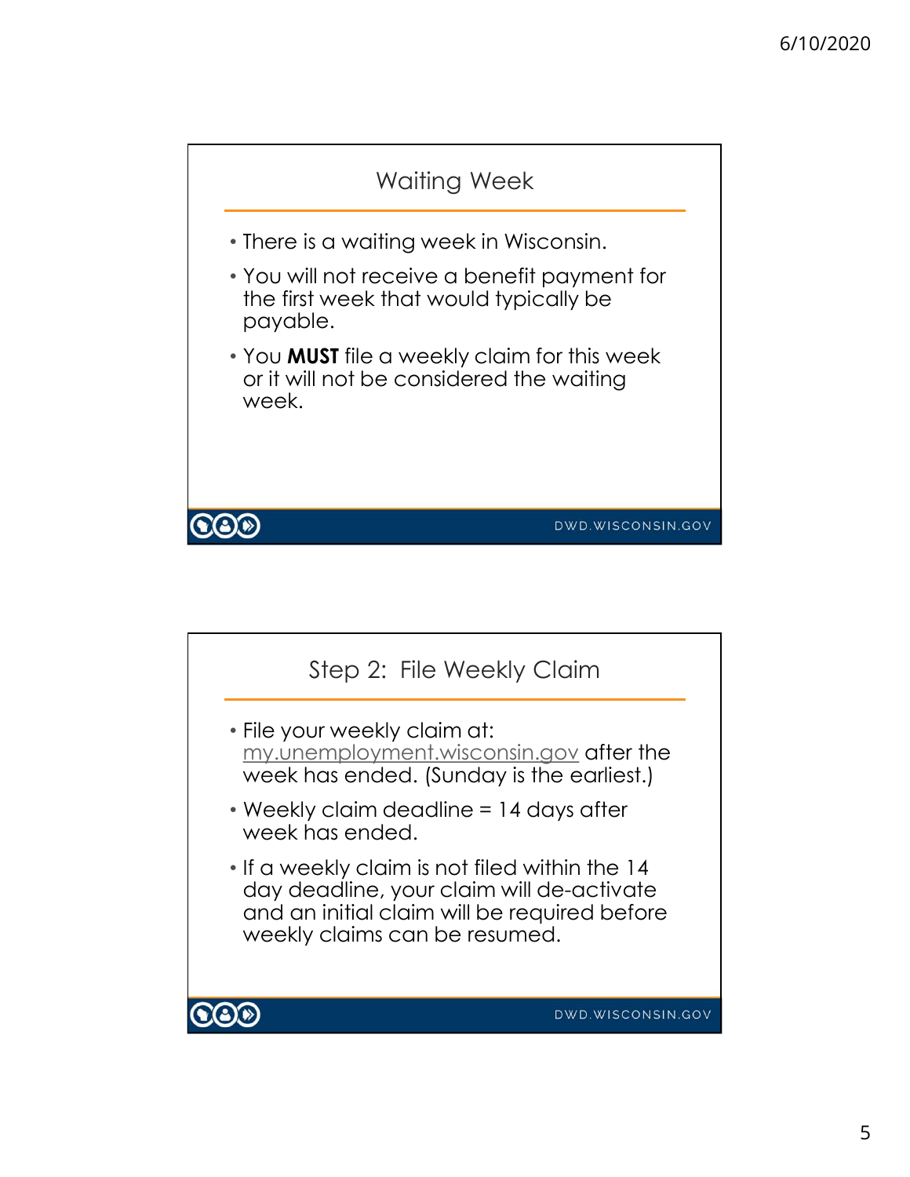## Waiting Week

- There is a waiting week in Wisconsin.
- You will not receive a benefit payment for the first week that would typically be payable.
- You **MUST** file a weekly claim for this week or it will not be considered the waiting week.

DWD.WISCONSIN.GOV

## Step 2: File Weekly Claim

- File your weekly claim at: my.unemployment.wisconsin.gov after the week has ended. (Sunday is the earliest.)
- Weekly claim deadline = 14 days after week has ended.
- If a weekly claim is not filed within the 14 day deadline, your claim will de-activate and an initial claim will be required before weekly claims can be resumed.

DWD.WISCONSIN.GOV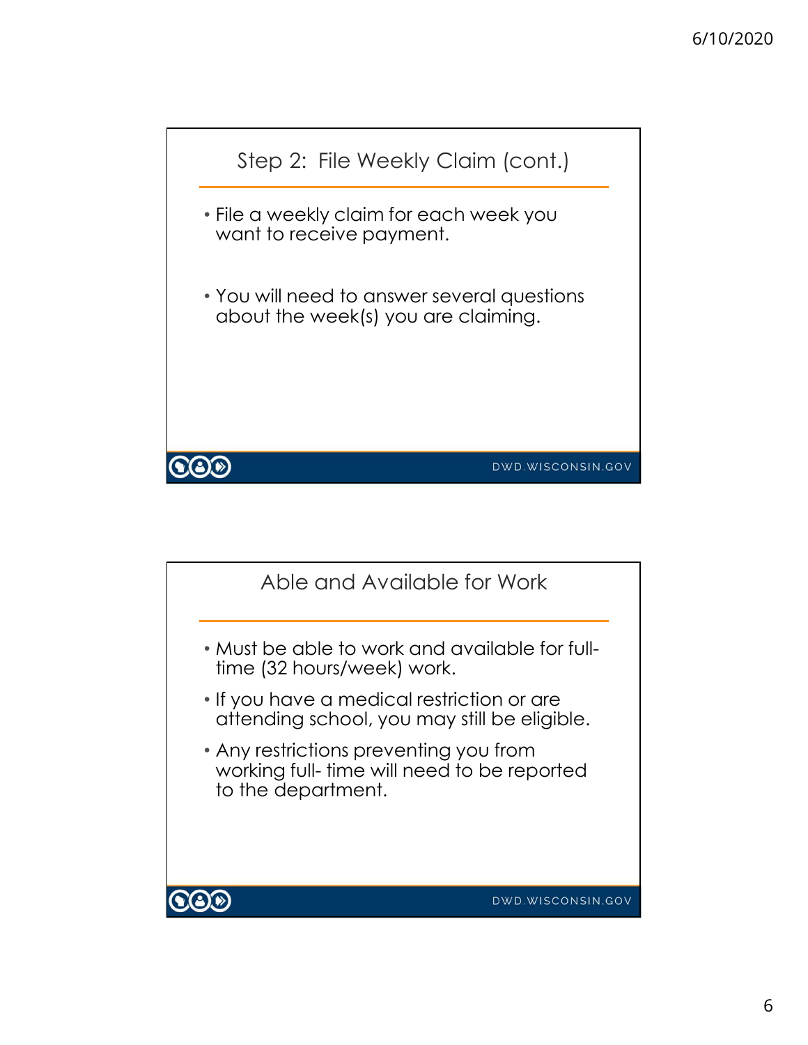## Step 2: File Weekly Claim (cont.)

- File a weekly claim for each week you want to receive payment.
- You will need to answer several questions about the week(s) you are claiming.

## Able and Available for Work

- Must be able to work and available for full-time (32 hours/week) work.
- If you have a medical restriction or are attending school, you may still be eligible.
- Any restrictions preventing you from working full- time will need to be reported to the department.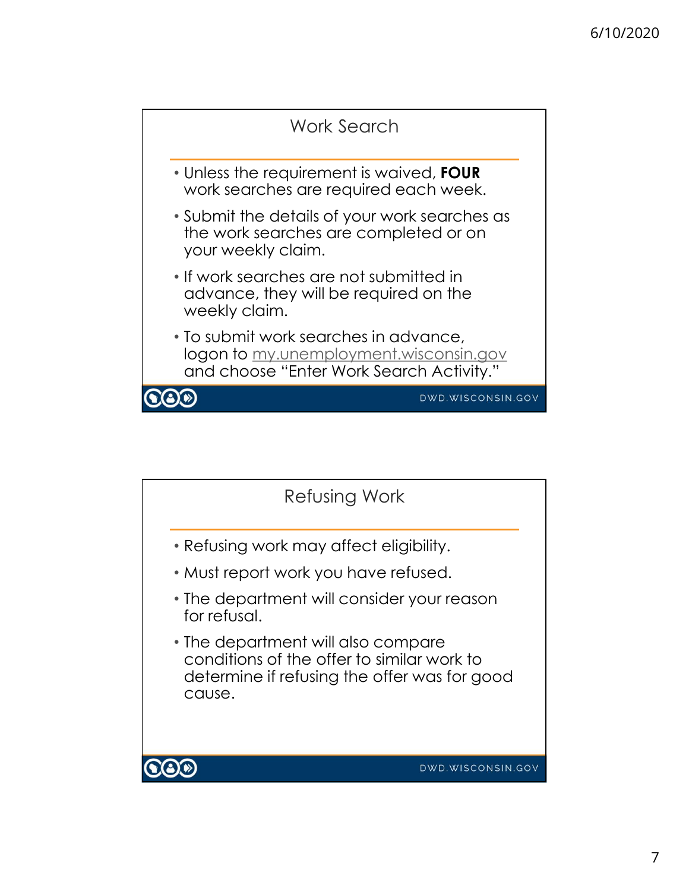## Work Search

- Unless the requirement is waived, **FOUR** work searches are required each week.
- Submit the details of your work searches as the work searches are completed or on your weekly claim.
- If work searches are not submitted in advance, they will be required on the weekly claim.
- To submit work searches in advance, logon to my.unemployment.wisconsin.gov and choose "Enter Work Search Activity."

DWD.WISCONSIN.GOV

## Refusing Work

- Refusing work may affect eligibility.
- Must report work you have refused.
- The department will consider your reason for refusal.
- The department will also compare conditions of the offer to similar work to determine if refusing the offer was for good cause.

DWD.WISCONSIN.GOV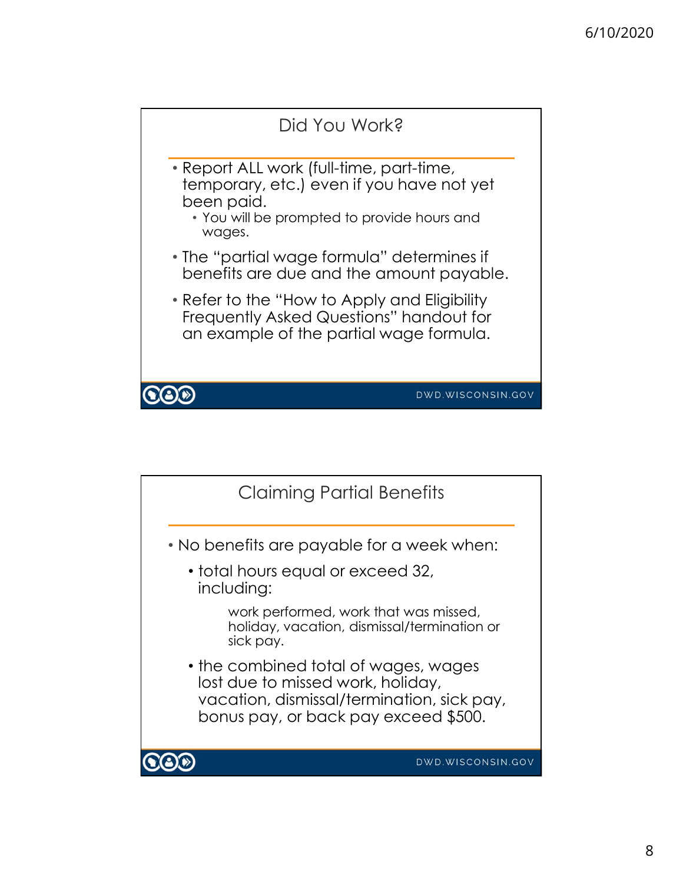## Did You Work?

- Report ALL work (full-time, part-time, temporary, etc.) even if you have not yet been paid.
  - You will be prompted to provide hours and wages.
- The "partial wage formula" determines if benefits are due and the amount payable.
- Refer to the "How to Apply and Eligibility Frequently Asked Questions" handout for an example of the partial wage formula.

DWD.WISCONSIN.GOV

## Claiming Partial Benefits

- No benefits are payable for a week when:
  - total hours equal or exceed 32, including:

    work performed, work that was missed, holiday, vacation, dismissal/termination or sick pay.
  - the combined total of wages, wages lost due to missed work, holiday, vacation, dismissal/termination, sick pay, bonus pay, or back pay exceed $500.

DWD.WISCONSIN.GOV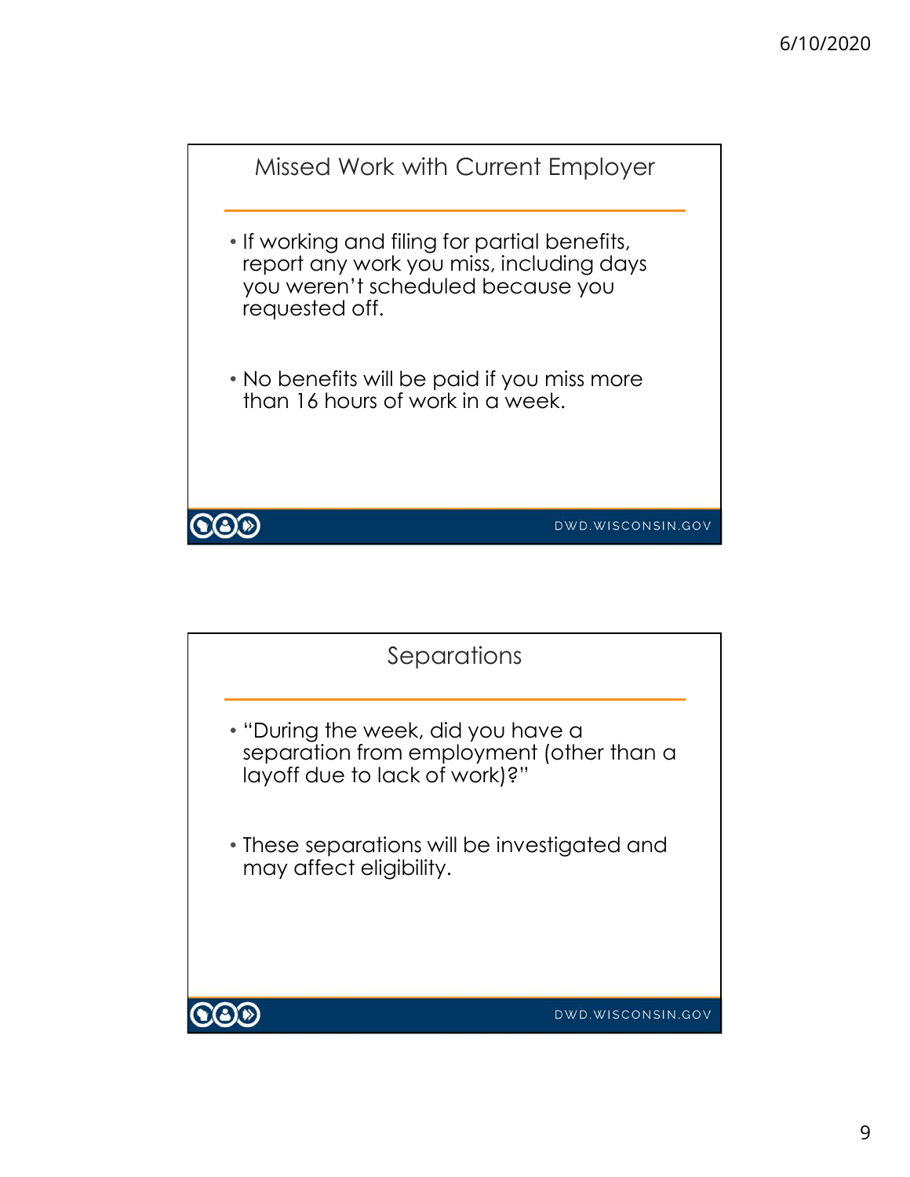## Missed Work with Current Employer

- If working and filing for partial benefits, report any work you miss, including days you weren't scheduled because you requested off.
- No benefits will be paid if you miss more than 16 hours of work in a week.

DWD.WISCONSIN.GOV

## Separations

- "During the week, did you have a separation from employment (other than a layoff due to lack of work)?"
- These separations will be investigated and may affect eligibility.

DWD.WISCONSIN.GOV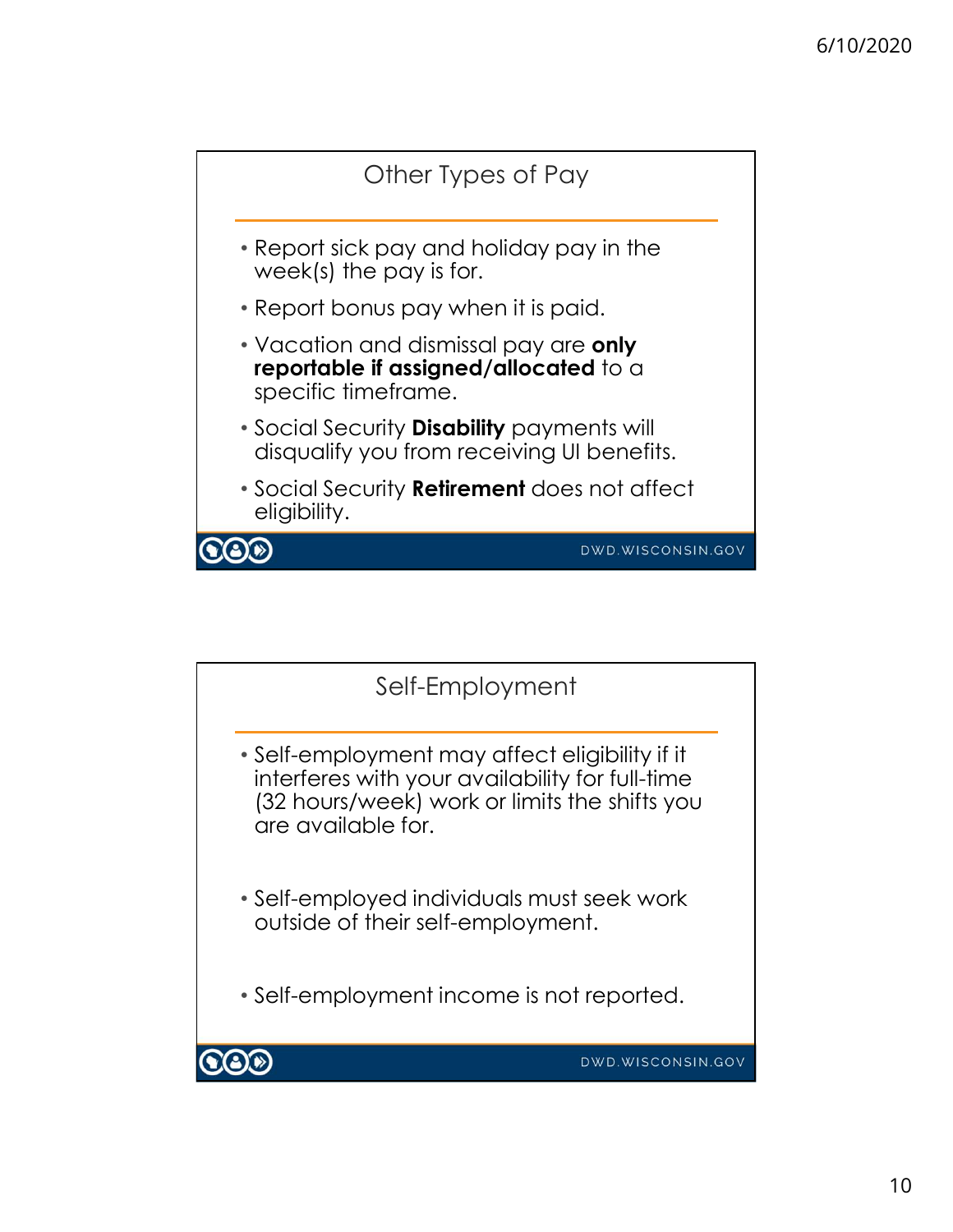## Other Types of Pay

- Report sick pay and holiday pay in the week(s) the pay is for.
- Report bonus pay when it is paid.
- Vacation and dismissal pay are **only reportable if assigned/allocated** to a specific timeframe.
- Social Security **Disability** payments will disqualify you from receiving UI benefits.
- Social Security **Retirement** does not affect eligibility.

DWD.WISCONSIN.GOV

## Self-Employment

- Self-employment may affect eligibility if it interferes with your availability for full-time (32 hours/week) work or limits the shifts you are available for.
- Self-employed individuals must seek work outside of their self-employment.
- Self-employment income is not reported.

DWD.WISCONSIN.GOV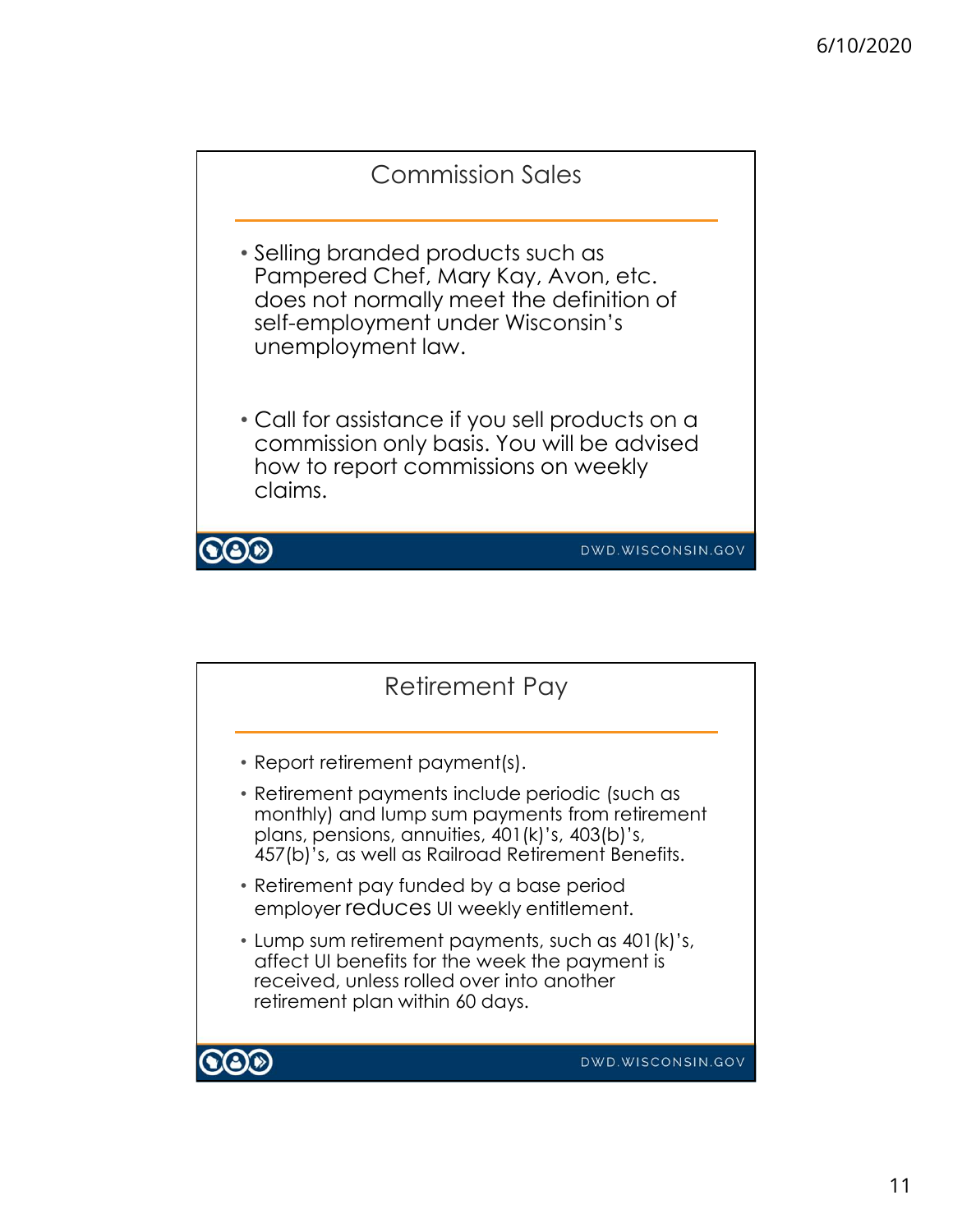## Commission Sales

- Selling branded products such as Pampered Chef, Mary Kay, Avon, etc. does not normally meet the definition of self-employment under Wisconsin's unemployment law.
- Call for assistance if you sell products on a commission only basis. You will be advised how to report commissions on weekly claims.

DWD.WISCONSIN.GOV

## Retirement Pay

- Report retirement payment(s).
- Retirement payments include periodic (such as monthly) and lump sum payments from retirement plans, pensions, annuities, 401(k)'s, 403(b)'s, 457(b)'s, as well as Railroad Retirement Benefits.
- Retirement pay funded by a base period employer reduces UI weekly entitlement.
- Lump sum retirement payments, such as 401(k)'s, affect UI benefits for the week the payment is received, unless rolled over into another retirement plan within 60 days.

DWD.WISCONSIN.GOV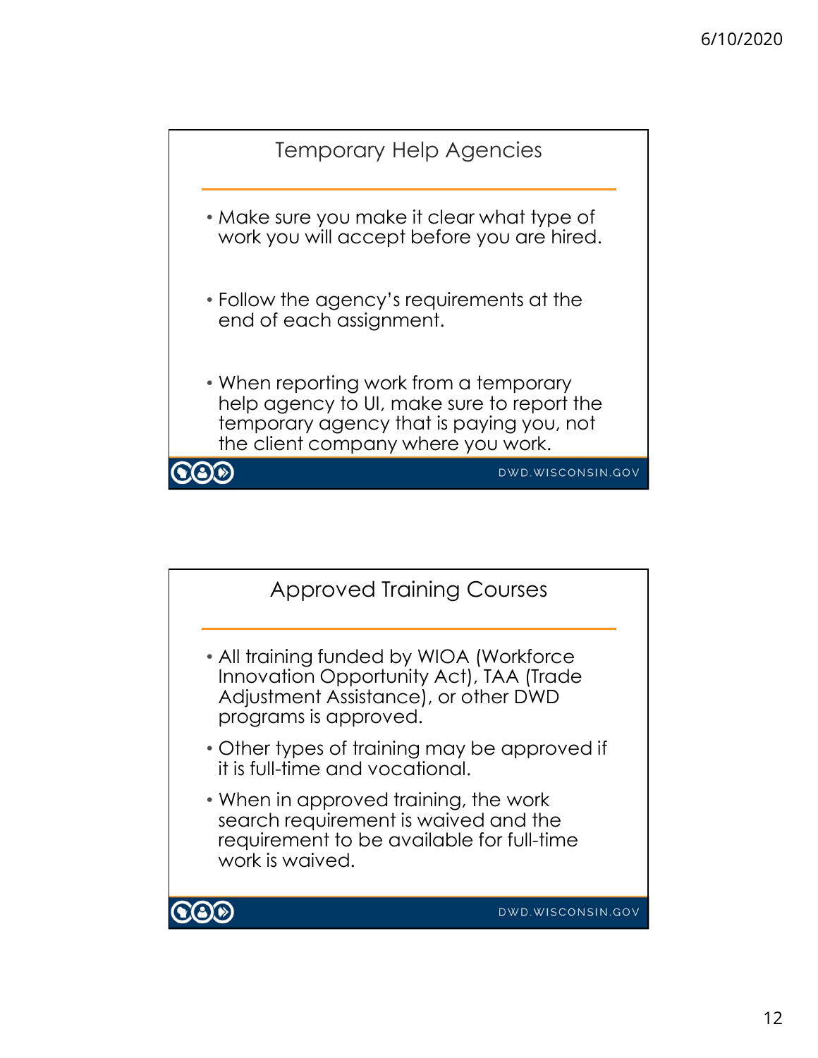## Temporary Help Agencies

- Make sure you make it clear what type of work you will accept before you are hired.
- Follow the agency's requirements at the end of each assignment.
- When reporting work from a temporary help agency to UI, make sure to report the temporary agency that is paying you, not the client company where you work.

DWD.WISCONSIN.GOV

## Approved Training Courses

- All training funded by WIOA (Workforce Innovation Opportunity Act), TAA (Trade Adjustment Assistance), or other DWD programs is approved.
- Other types of training may be approved if it is full-time and vocational.
- When in approved training, the work search requirement is waived and the requirement to be available for full-time work is waived.

DWD.WISCONSIN.GOV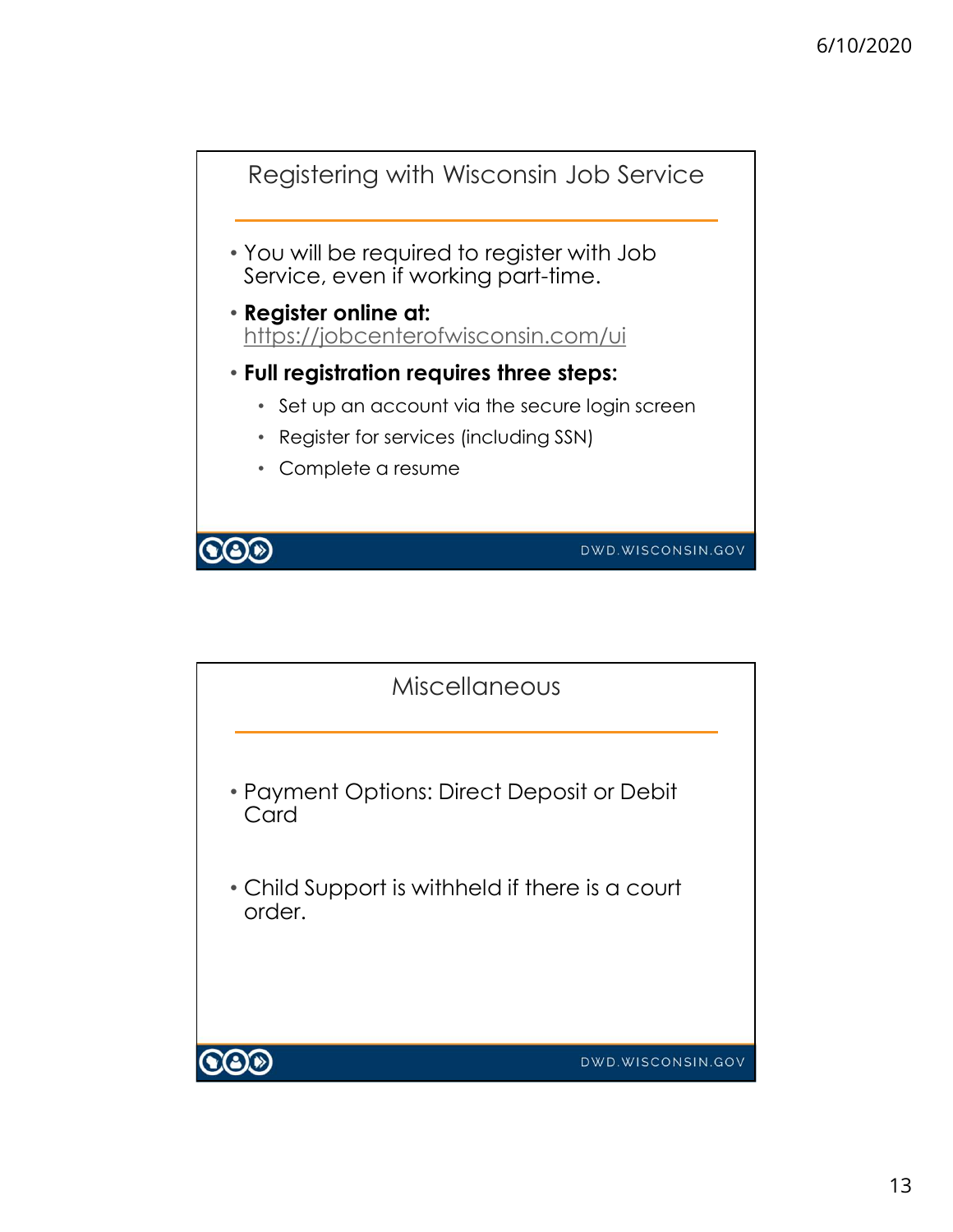## Registering with Wisconsin Job Service

- You will be required to register with Job Service, even if working part-time.
- **Register online at:** https://jobcenterofwisconsin.com/ui
- **Full registration requires three steps:**
  - Set up an account via the secure login screen
  - Register for services (including SSN)
  - Complete a resume

DWD.WISCONSIN.GOV

## Miscellaneous

- Payment Options: Direct Deposit or Debit Card
- Child Support is withheld if there is a court order.

DWD.WISCONSIN.GOV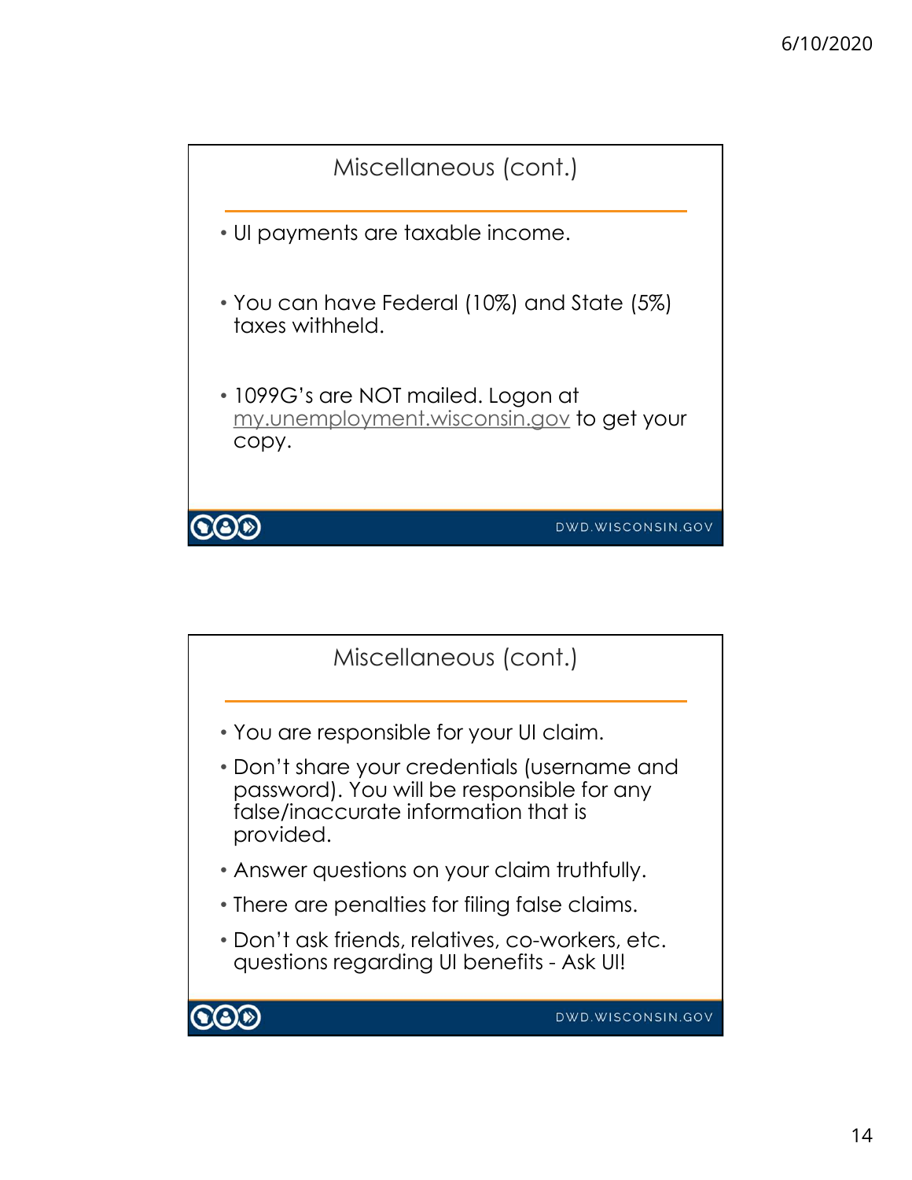## Miscellaneous (cont.)

- UI payments are taxable income.
- You can have Federal (10%) and State (5%) taxes withheld.
- 1099G's are NOT mailed. Logon at my.unemployment.wisconsin.gov to get your copy.

DWD.WISCONSIN.GOV

## Miscellaneous (cont.)

- You are responsible for your UI claim.
- Don't share your credentials (username and password). You will be responsible for any false/inaccurate information that is provided.
- Answer questions on your claim truthfully.
- There are penalties for filing false claims.
- Don't ask friends, relatives, co-workers, etc. questions regarding UI benefits - Ask UI!

DWD.WISCONSIN.GOV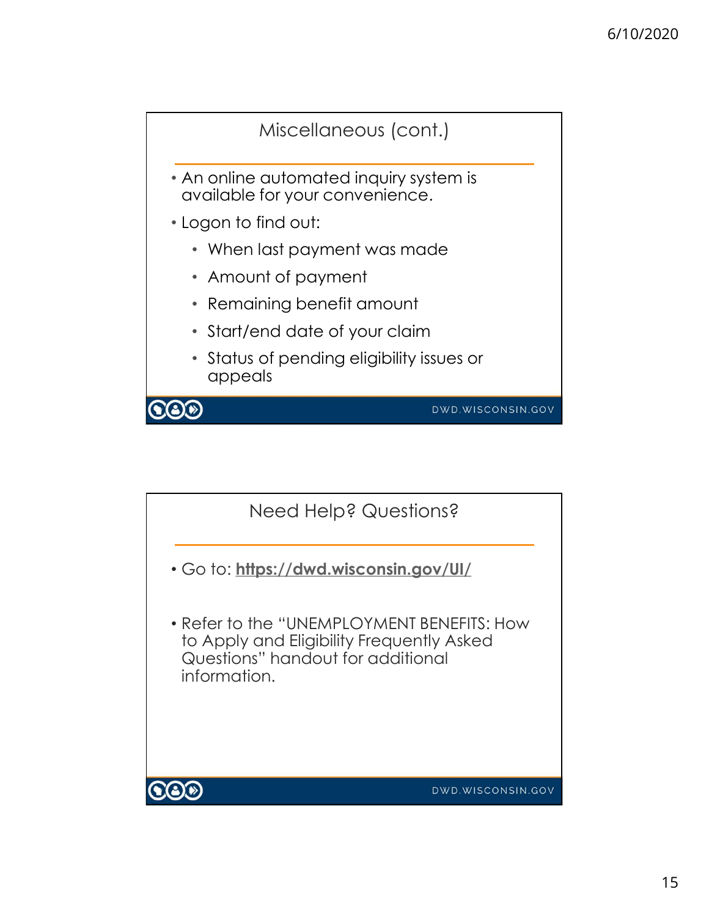## Miscellaneous (cont.)

- An online automated inquiry system is available for your convenience.
- Logon to find out:
  - When last payment was made
  - Amount of payment
  - Remaining benefit amount
  - Start/end date of your claim
  - Status of pending eligibility issues or appeals

DWD.WISCONSIN.GOV

## Need Help? Questions?

- Go to: **https://dwd.wisconsin.gov/UI/**
- Refer to the "UNEMPLOYMENT BENEFITS: How to Apply and Eligibility Frequently Asked Questions" handout for additional information.

DWD.WISCONSIN.GOV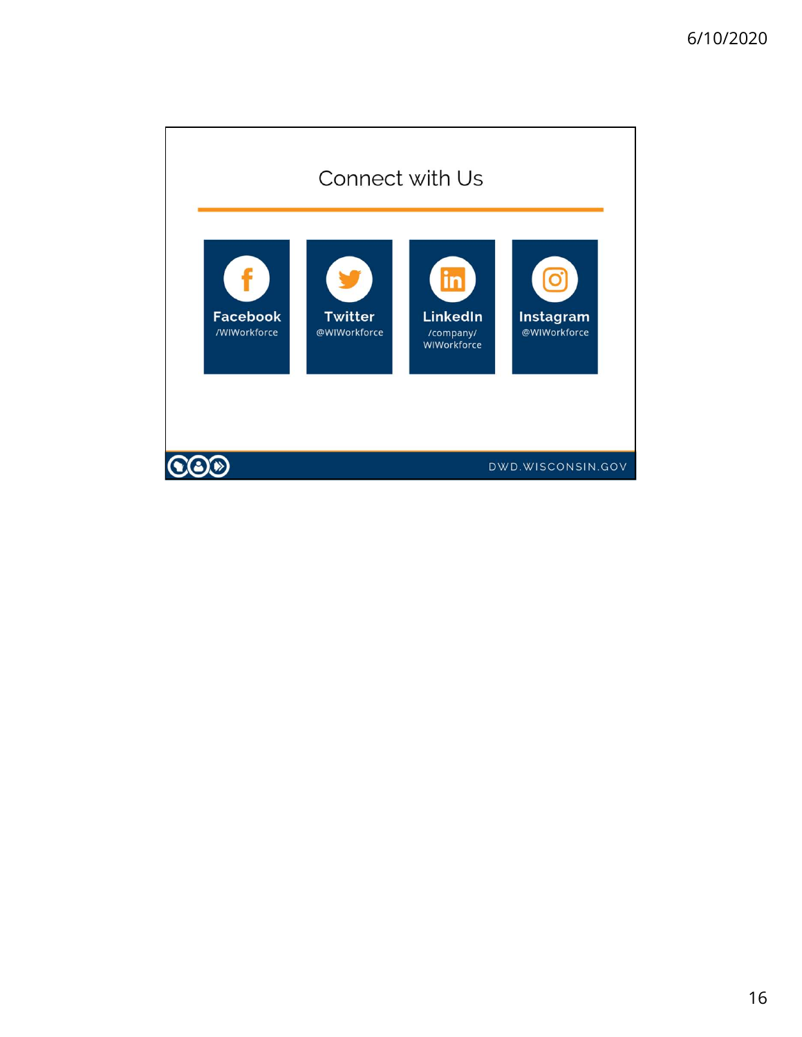# Connect with Us

**Facebook**
/WIWorkforce

**Twitter**
@WIWorkforce

**LinkedIn**
/company/
WIWorkforce

**Instagram**
@WIWorkforce

DWD.WISCONSIN.GOV